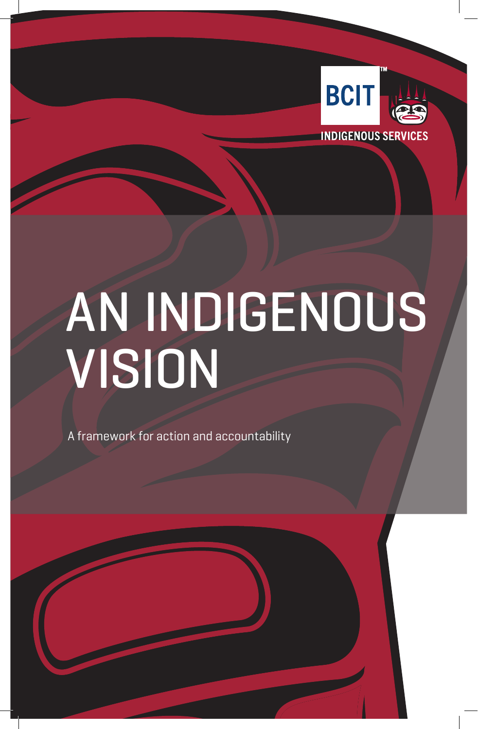BCIT™ INDIGENOUS SERVICES

# AN INDIGENOUS VISION

A framework for action and accountability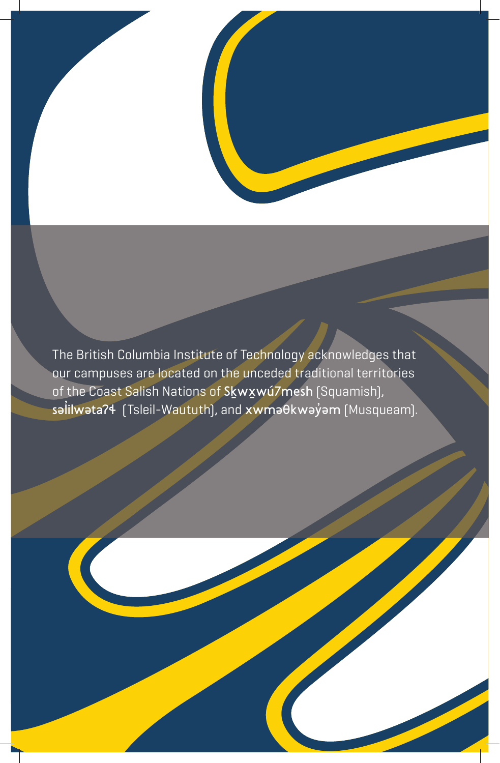The British Columbia Institute of Technology acknowledges that our campuses are located on the unceded traditional territories of the Coast Salish Nations of **Sḵwx̱wú7mesh** (Squamish), **səl̓ilwətaʔɬ** (Tsleil-Waututh), and **xʷməθkʷəy̓əm** (Musqueam).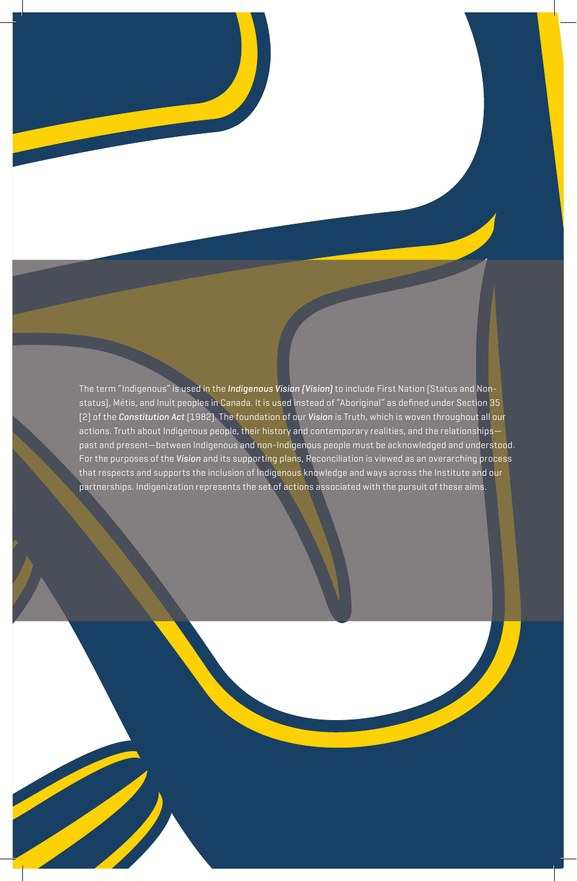The term “Indigenous” is used in the ***Indigenous Vision (Vision)*** to include First Nation (Status and Non-status), Métis, and Inuit peoples in Canada. It is used instead of “Aboriginal” as defined under Section 35 (2) of the ***Constitution Act*** (1982). The foundation of our ***Vision*** is Truth, which is woven throughout all our actions. Truth about Indigenous people, their history and contemporary realities, and the relationships—past and present—between Indigenous and non-Indigenous people must be acknowledged and understood. For the purposes of the ***Vision*** and its supporting plans, Reconciliation is viewed as an overarching process that respects and supports the inclusion of Indigenous knowledge and ways across the Institute and our partnerships. Indigenization represents the set of actions associated with the pursuit of these aims.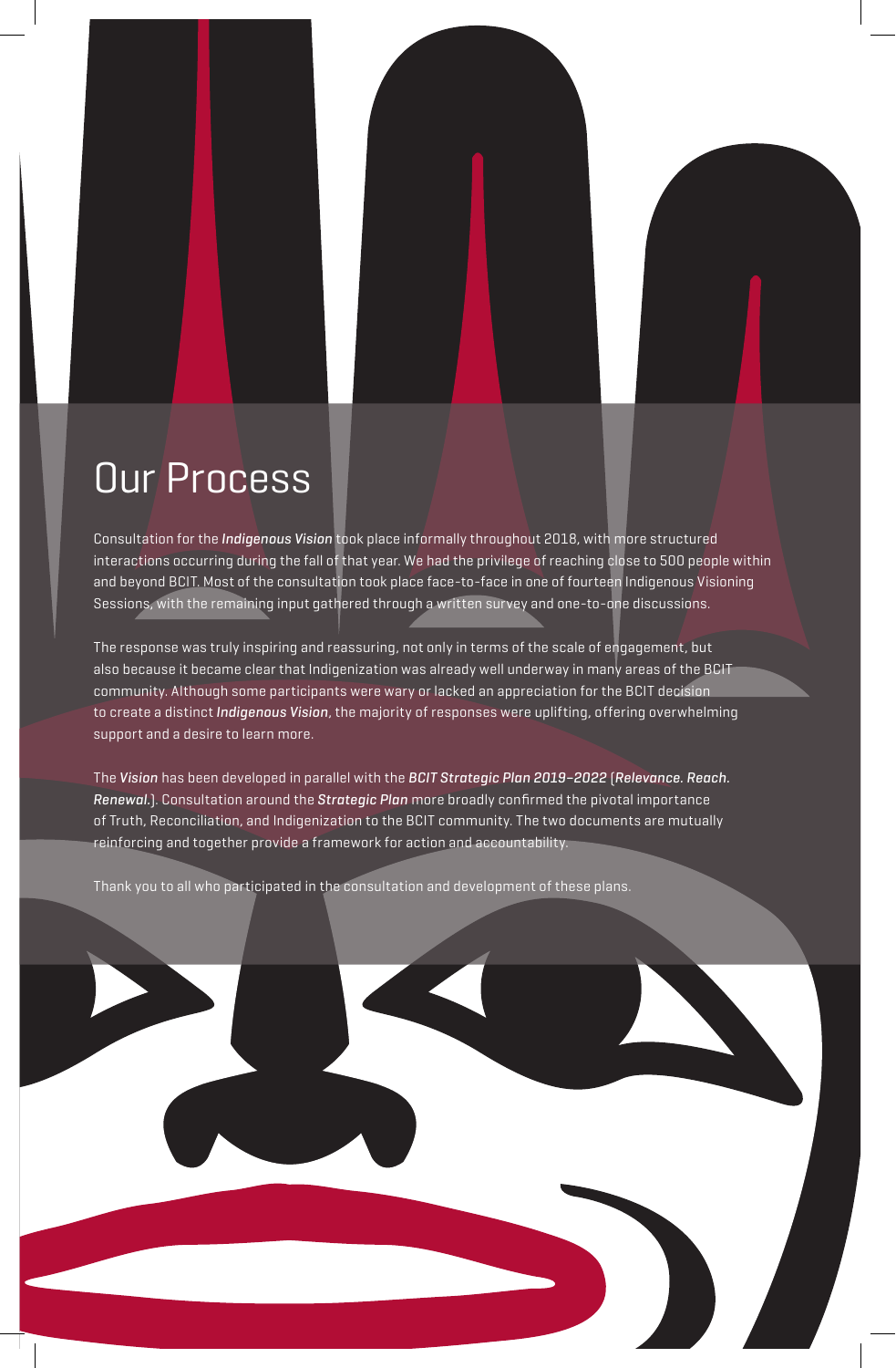# Our Process

Consultation for the *Indigenous Vision* took place informally throughout 2018, with more structured interactions occurring during the fall of that year. We had the privilege of reaching close to 500 people within and beyond BCIT. Most of the consultation took place face-to-face in one of fourteen Indigenous Visioning Sessions, with the remaining input gathered through a written survey and one-to-one discussions.

The response was truly inspiring and reassuring, not only in terms of the scale of engagement, but also because it became clear that Indigenization was already well underway in many areas of the BCIT community. Although some participants were wary or lacked an appreciation for the BCIT decision to create a distinct *Indigenous Vision*, the majority of responses were uplifting, offering overwhelming support and a desire to learn more.

The *Vision* has been developed in parallel with the *BCIT Strategic Plan 2019–2022* (*Relevance. Reach. Renewal.*). Consultation around the *Strategic Plan* more broadly confirmed the pivotal importance of Truth, Reconciliation, and Indigenization to the BCIT community. The two documents are mutually reinforcing and together provide a framework for action and accountability.

Thank you to all who participated in the consultation and development of these plans.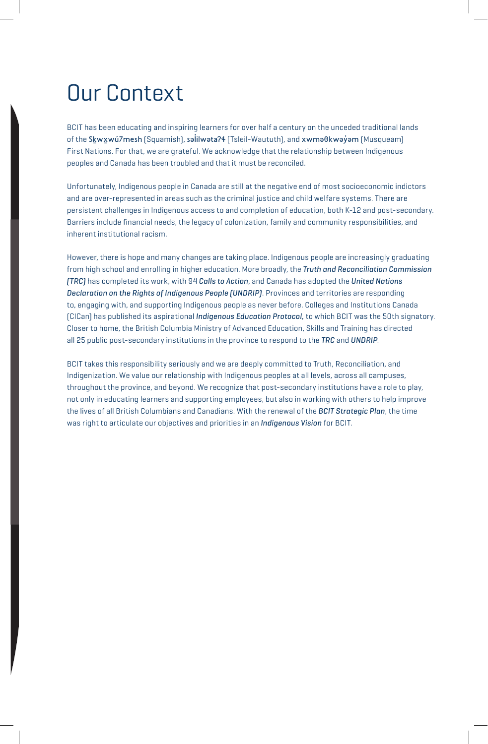# Our Context

BCIT has been educating and inspiring learners for over half a century on the unceded traditional lands of the **Sḵwx̱wú7mesh** (Squamish), **səl̓ilwətaʔɬ** (Tsleil-Waututh), and **xʷməθkʷəy̓əm** (Musqueam) First Nations. For that, we are grateful. We acknowledge that the relationship between Indigenous peoples and Canada has been troubled and that it must be reconciled.

Unfortunately, Indigenous people in Canada are still at the negative end of most socioeconomic indictors and are over-represented in areas such as the criminal justice and child welfare systems. There are persistent challenges in Indigenous access to and completion of education, both K-12 and post-secondary. Barriers include financial needs, the legacy of colonization, family and community responsibilities, and inherent institutional racism.

However, there is hope and many changes are taking place. Indigenous people are increasingly graduating from high school and enrolling in higher education. More broadly, the ***Truth and Reconciliation Commission (TRC)*** has completed its work, with 94 ***Calls to Action***, and Canada has adopted the ***United Nations Declaration on the Rights of Indigenous People (UNDRIP)***. Provinces and territories are responding to, engaging with, and supporting Indigenous people as never before. Colleges and Institutions Canada (CICan) has published its aspirational ***Indigenous Education Protocol,*** to which BCIT was the 50th signatory. Closer to home, the British Columbia Ministry of Advanced Education, Skills and Training has directed all 25 public post-secondary institutions in the province to respond to the ***TRC*** and ***UNDRIP***.

BCIT takes this responsibility seriously and we are deeply committed to Truth, Reconciliation, and Indigenization. We value our relationship with Indigenous peoples at all levels, across all campuses, throughout the province, and beyond. We recognize that post-secondary institutions have a role to play, not only in educating learners and supporting employees, but also in working with others to help improve the lives of all British Columbians and Canadians. With the renewal of the ***BCIT Strategic Plan***, the time was right to articulate our objectives and priorities in an ***Indigenous Vision*** for BCIT.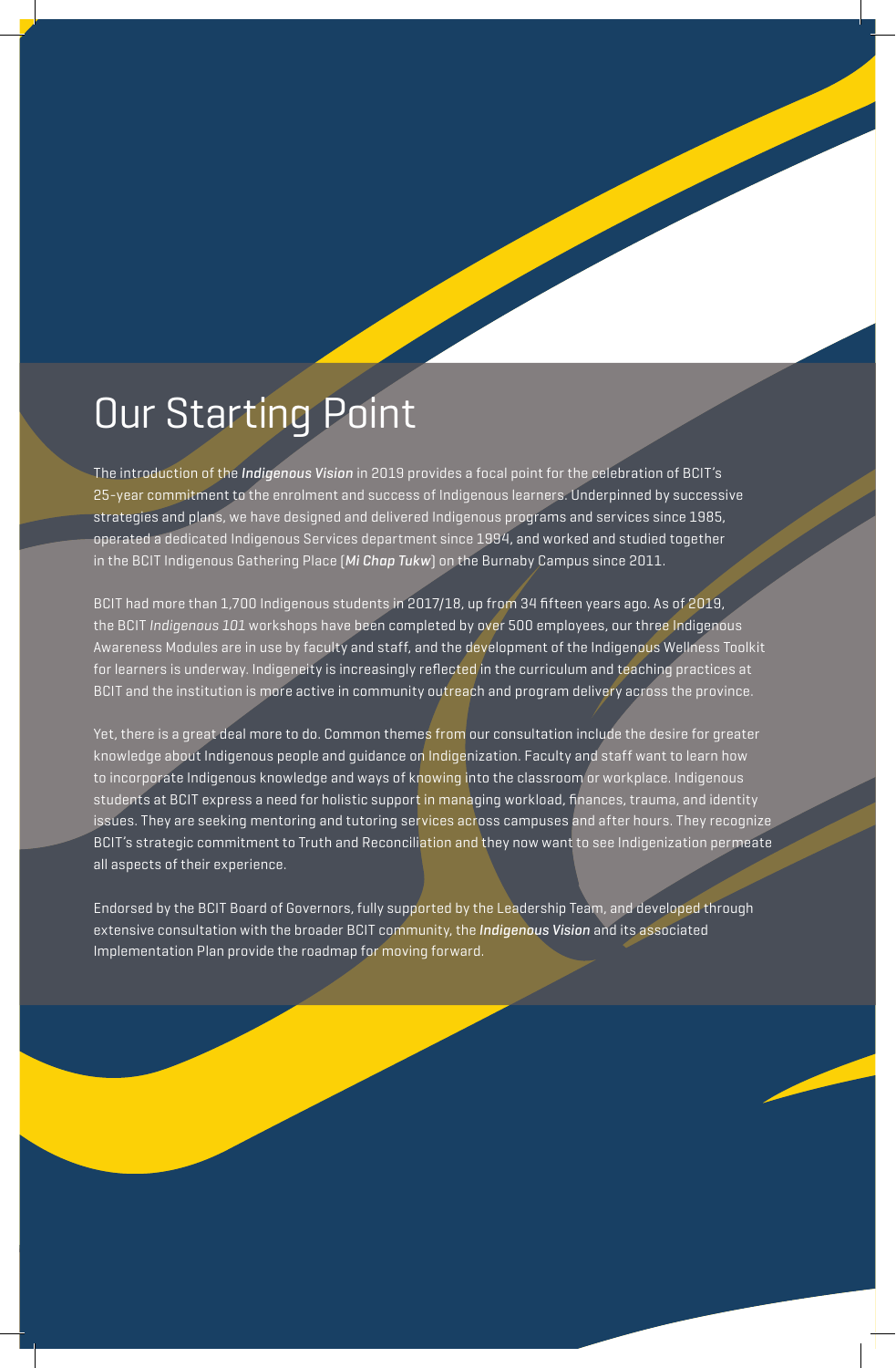# Our Starting Point

The introduction of the ***Indigenous Vision*** in 2019 provides a focal point for the celebration of BCIT's 25-year commitment to the enrolment and success of Indigenous learners. Underpinned by successive strategies and plans, we have designed and delivered Indigenous programs and services since 1985, operated a dedicated Indigenous Services department since 1994, and worked and studied together in the BCIT Indigenous Gathering Place (***Mi Chap Tukw***) on the Burnaby Campus since 2011.

BCIT had more than 1,700 Indigenous students in 2017/18, up from 34 fifteen years ago. As of 2019, the BCIT *Indigenous 101* workshops have been completed by over 500 employees, our three Indigenous Awareness Modules are in use by faculty and staff, and the development of the Indigenous Wellness Toolkit for learners is underway. Indigeneity is increasingly reflected in the curriculum and teaching practices at BCIT and the institution is more active in community outreach and program delivery across the province.

Yet, there is a great deal more to do. Common themes from our consultation include the desire for greater knowledge about Indigenous people and guidance on Indigenization. Faculty and staff want to learn how to incorporate Indigenous knowledge and ways of knowing into the classroom or workplace. Indigenous students at BCIT express a need for holistic support in managing workload, finances, trauma, and identity issues. They are seeking mentoring and tutoring services across campuses and after hours. They recognize BCIT's strategic commitment to Truth and Reconciliation and they now want to see Indigenization permeate all aspects of their experience.

Endorsed by the BCIT Board of Governors, fully supported by the Leadership Team, and developed through extensive consultation with the broader BCIT community, the ***Indigenous Vision*** and its associated Implementation Plan provide the roadmap for moving forward.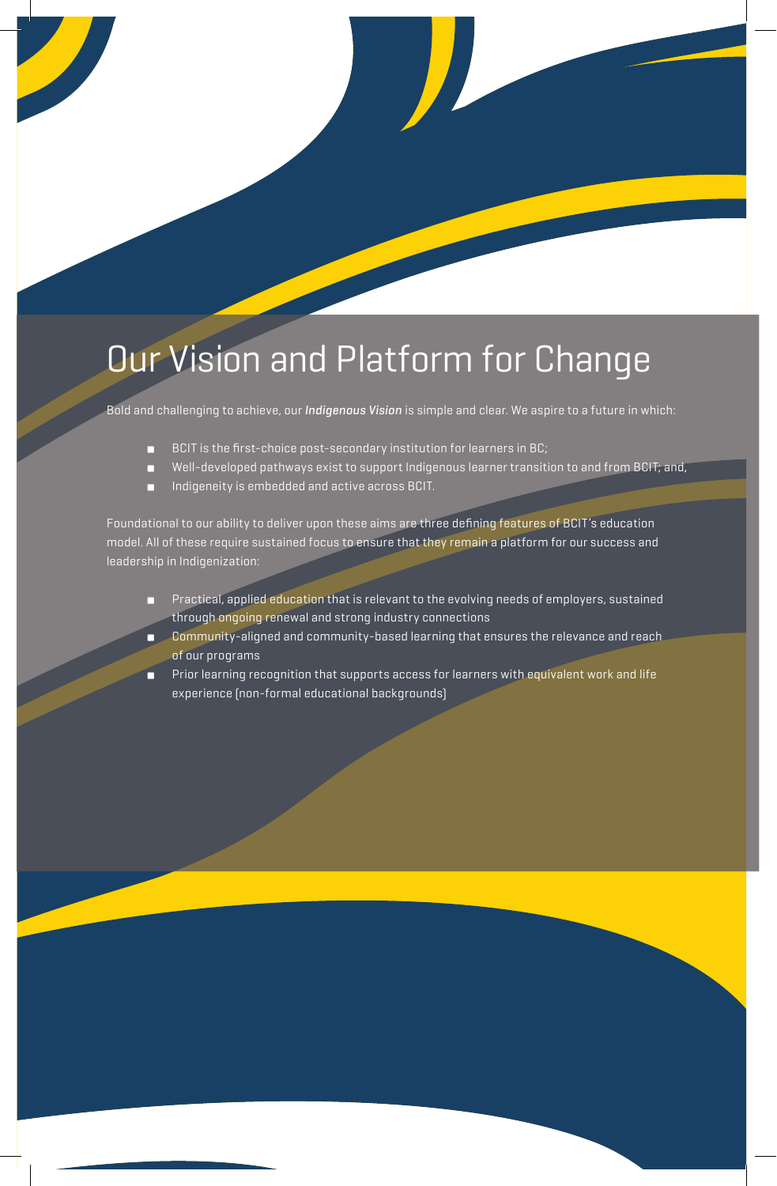# Our Vision and Platform for Change

Bold and challenging to achieve, our *Indigenous Vision* is simple and clear. We aspire to a future in which:

- BCIT is the first-choice post-secondary institution for learners in BC;
- Well-developed pathways exist to support Indigenous learner transition to and from BCIT; and,
- Indigeneity is embedded and active across BCIT.

Foundational to our ability to deliver upon these aims are three defining features of BCIT's education model. All of these require sustained focus to ensure that they remain a platform for our success and leadership in Indigenization:

- Practical, applied education that is relevant to the evolving needs of employers, sustained through ongoing renewal and strong industry connections
- Community-aligned and community-based learning that ensures the relevance and reach of our programs
- Prior learning recognition that supports access for learners with equivalent work and life experience (non-formal educational backgrounds)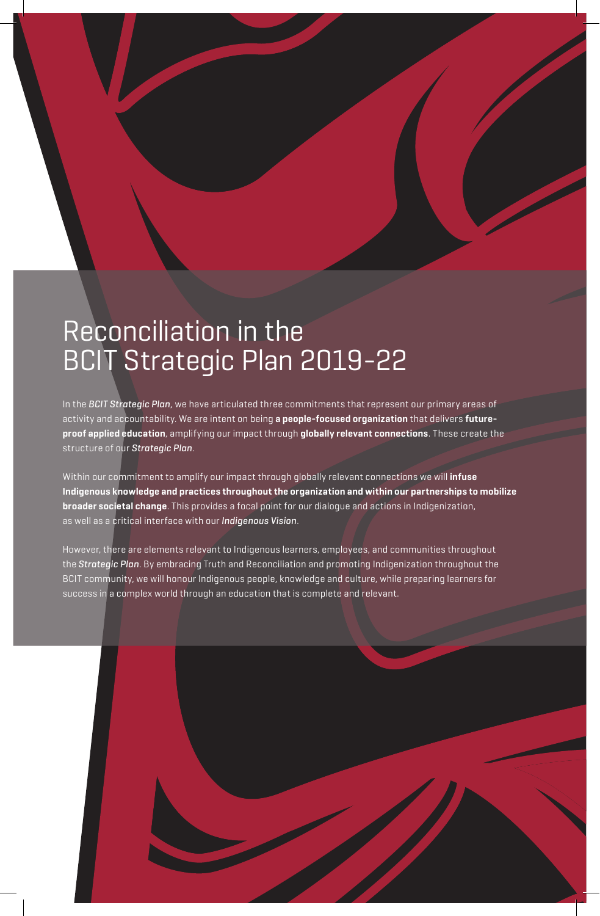# Reconciliation in the BCIT Strategic Plan 2019–22

In the *BCIT Strategic Plan*, we have articulated three commitments that represent our primary areas of activity and accountability. We are intent on being **a people-focused organization** that delivers **future-proof applied education**, amplifying our impact through **globally relevant connections**. These create the structure of our *Strategic Plan*.

Within our commitment to amplify our impact through globally relevant connections we will **infuse Indigenous knowledge and practices throughout the organization and within our partnerships to mobilize broader societal change**. This provides a focal point for our dialogue and actions in Indigenization, as well as a critical interface with our *Indigenous Vision*.

However, there are elements relevant to Indigenous learners, employees, and communities throughout the *Strategic Plan*. By embracing Truth and Reconciliation and promoting Indigenization throughout the BCIT community, we will honour Indigenous people, knowledge and culture, while preparing learners for success in a complex world through an education that is complete and relevant.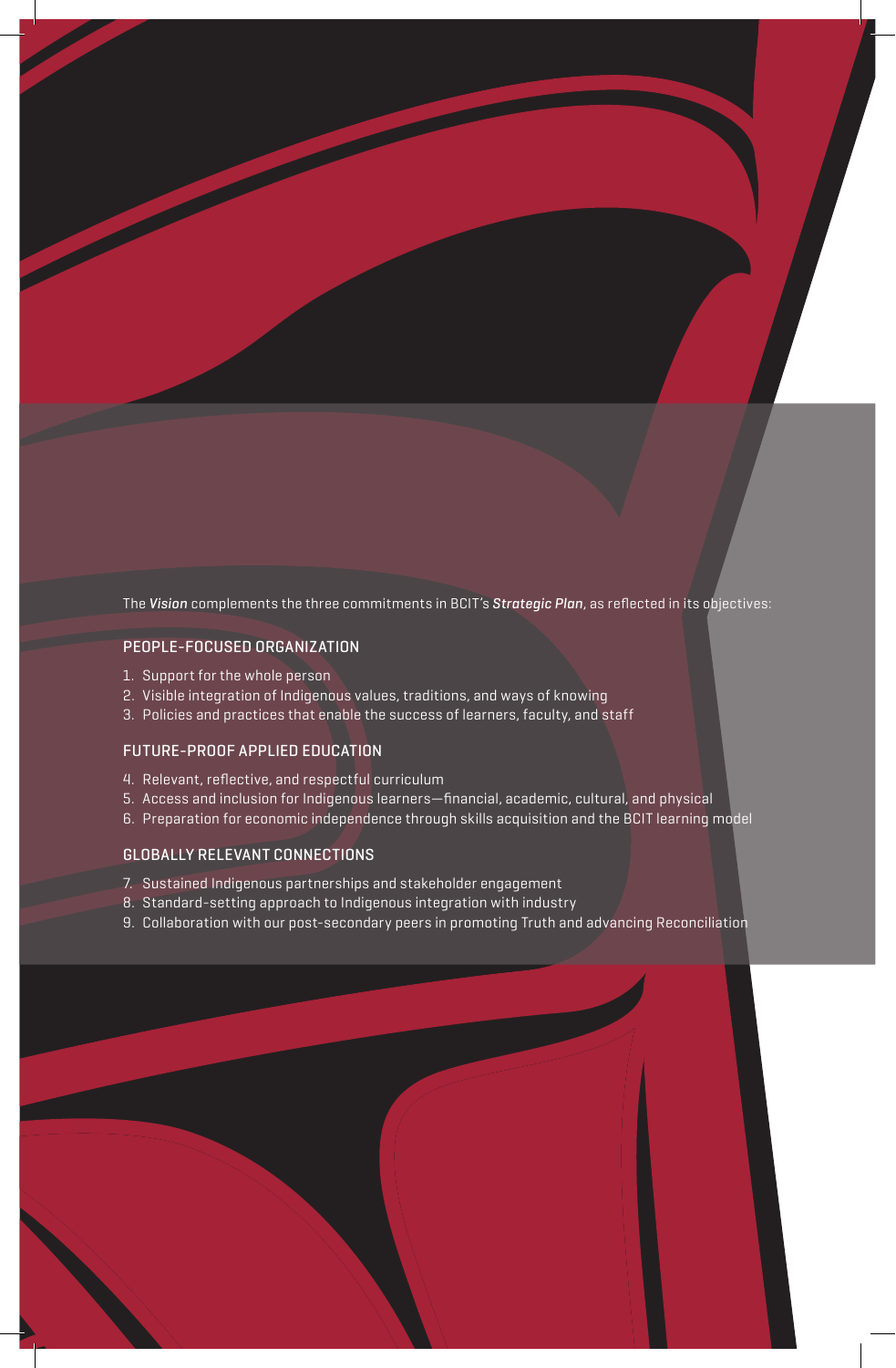The *Vision* complements the three commitments in BCIT's ***Strategic Plan***, as reflected in its objectives:

### PEOPLE-FOCUSED ORGANIZATION

1. Support for the whole person
2. Visible integration of Indigenous values, traditions, and ways of knowing
3. Policies and practices that enable the success of learners, faculty, and staff

### FUTURE-PROOF APPLIED EDUCATION

4. Relevant, reflective, and respectful curriculum
5. Access and inclusion for Indigenous learners—financial, academic, cultural, and physical
6. Preparation for economic independence through skills acquisition and the BCIT learning model

### GLOBALLY RELEVANT CONNECTIONS

7. Sustained Indigenous partnerships and stakeholder engagement
8. Standard-setting approach to Indigenous integration with industry
9. Collaboration with our post-secondary peers in promoting Truth and advancing Reconciliation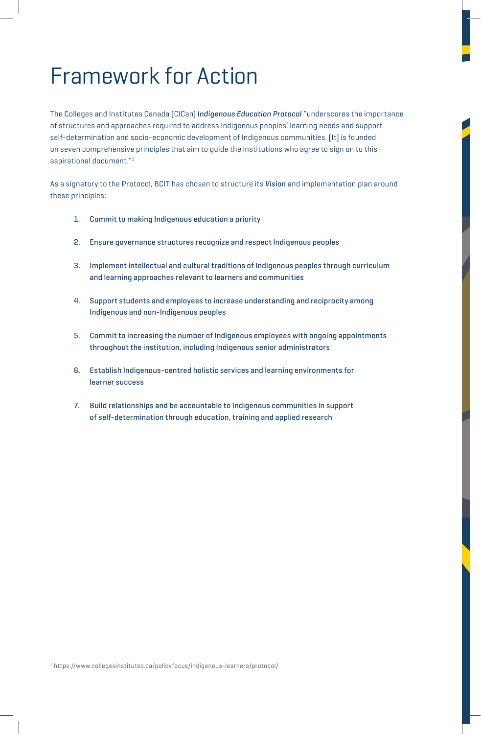# Framework for Action

The Colleges and Institutes Canada (CICan) ***Indigenous Education Protocol*** "underscores the importance of structures and approaches required to address Indigenous peoples' learning needs and support self-determination and socio-economic development of Indigenous communities. [It] is founded on seven comprehensive principles that aim to guide the institutions who agree to sign on to this aspirational document."[1]

As a signatory to the Protocol, BCIT has chosen to structure its ***Vision*** and implementation plan around these principles:

1. Commit to making Indigenous education a priority
2. Ensure governance structures recognize and respect Indigenous peoples
3. Implement intellectual and cultural traditions of Indigenous peoples through curriculum and learning approaches relevant to learners and communities
4. Support students and employees to increase understanding and reciprocity among Indigenous and non-Indigenous peoples
5. Commit to increasing the number of Indigenous employees with ongoing appointments throughout the institution, including Indigenous senior administrators
6. Establish Indigenous-centred holistic services and learning environments for learner success
7. Build relationships and be accountable to Indigenous communities in support of self-determination through education, training and applied research

[1] https://www.collegesinstitutes.ca/policyfocus/indigenous-learners/protocol/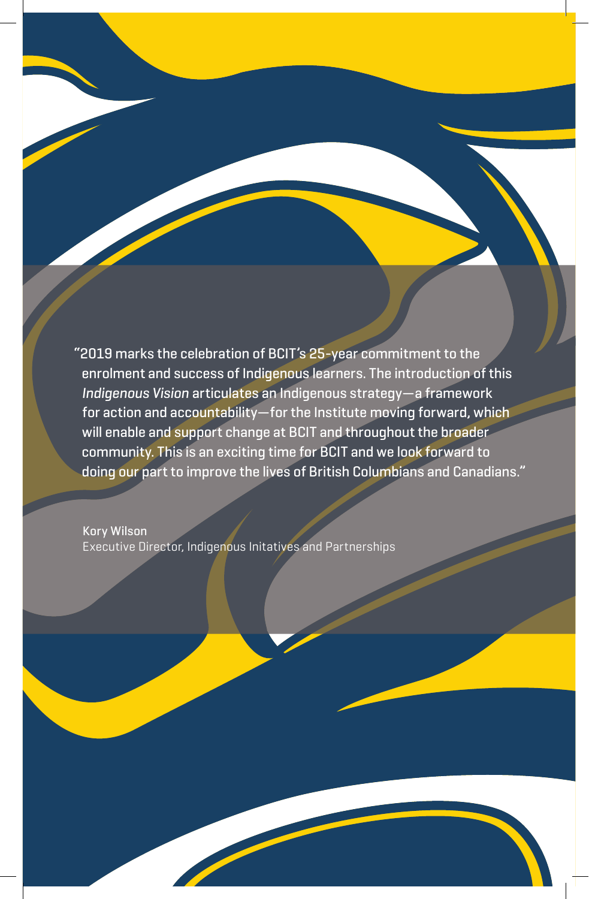"2019 marks the celebration of BCIT's 25-year commitment to the enrolment and success of Indigenous learners. The introduction of this *Indigenous Vision* articulates an Indigenous strategy—a framework for action and accountability—for the Institute moving forward, which will enable and support change at BCIT and throughout the broader community. This is an exciting time for BCIT and we look forward to doing our part to improve the lives of British Columbians and Canadians."

Kory Wilson
Executive Director, Indigenous Initatives and Partnerships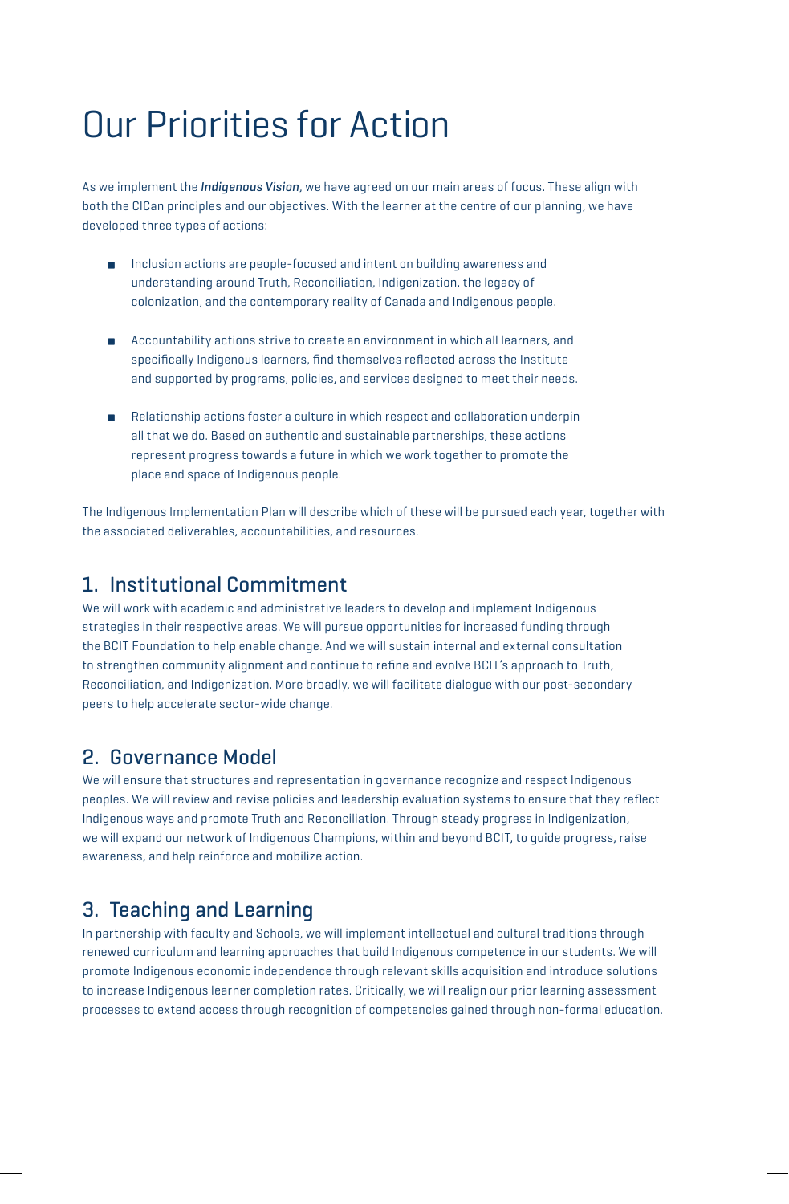# Our Priorities for Action

As we implement the ***Indigenous Vision***, we have agreed on our main areas of focus. These align with both the CICan principles and our objectives. With the learner at the centre of our planning, we have developed three types of actions:

- Inclusion actions are people-focused and intent on building awareness and understanding around Truth, Reconciliation, Indigenization, the legacy of colonization, and the contemporary reality of Canada and Indigenous people.
- Accountability actions strive to create an environment in which all learners, and specifically Indigenous learners, find themselves reflected across the Institute and supported by programs, policies, and services designed to meet their needs.
- Relationship actions foster a culture in which respect and collaboration underpin all that we do. Based on authentic and sustainable partnerships, these actions represent progress towards a future in which we work together to promote the place and space of Indigenous people.

The Indigenous Implementation Plan will describe which of these will be pursued each year, together with the associated deliverables, accountabilities, and resources.

## 1. Institutional Commitment

We will work with academic and administrative leaders to develop and implement Indigenous strategies in their respective areas. We will pursue opportunities for increased funding through the BCIT Foundation to help enable change. And we will sustain internal and external consultation to strengthen community alignment and continue to refine and evolve BCIT's approach to Truth, Reconciliation, and Indigenization. More broadly, we will facilitate dialogue with our post-secondary peers to help accelerate sector-wide change.

## 2. Governance Model

We will ensure that structures and representation in governance recognize and respect Indigenous peoples. We will review and revise policies and leadership evaluation systems to ensure that they reflect Indigenous ways and promote Truth and Reconciliation. Through steady progress in Indigenization, we will expand our network of Indigenous Champions, within and beyond BCIT, to guide progress, raise awareness, and help reinforce and mobilize action.

## 3. Teaching and Learning

In partnership with faculty and Schools, we will implement intellectual and cultural traditions through renewed curriculum and learning approaches that build Indigenous competence in our students. We will promote Indigenous economic independence through relevant skills acquisition and introduce solutions to increase Indigenous learner completion rates. Critically, we will realign our prior learning assessment processes to extend access through recognition of competencies gained through non-formal education.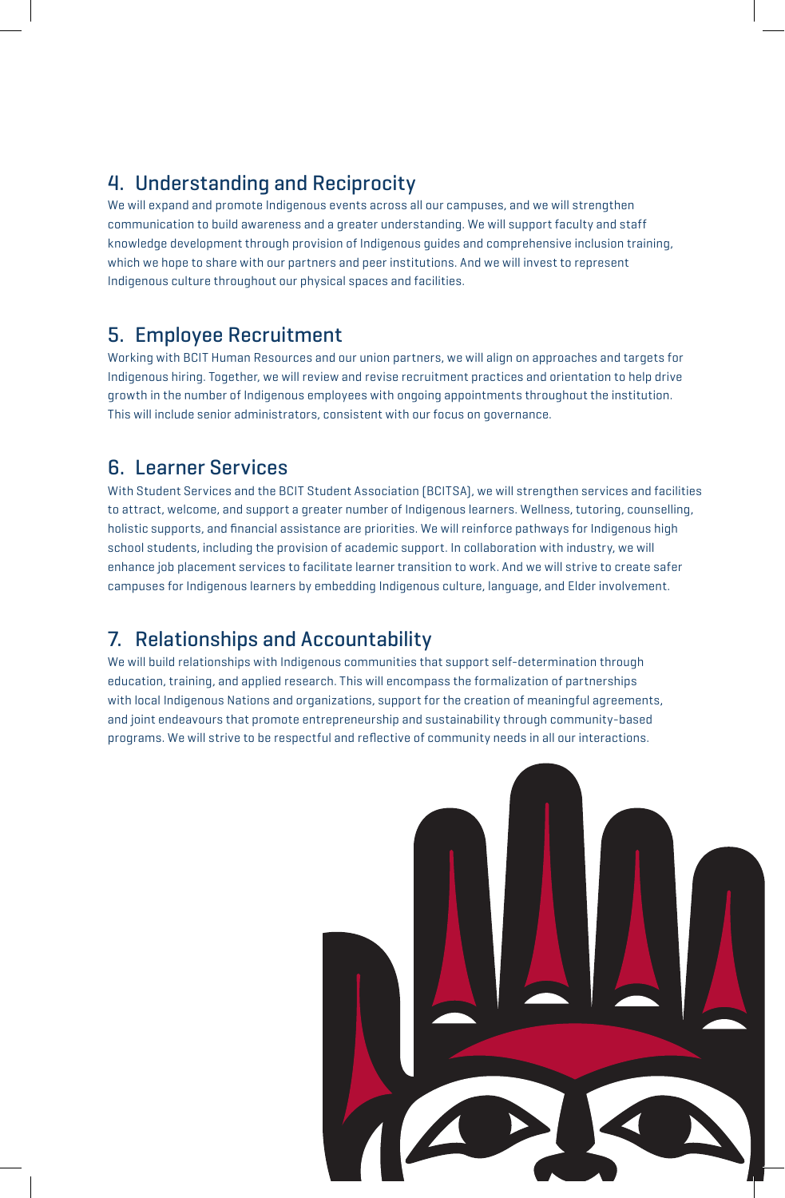## 4. Understanding and Reciprocity

We will expand and promote Indigenous events across all our campuses, and we will strengthen communication to build awareness and a greater understanding. We will support faculty and staff knowledge development through provision of Indigenous guides and comprehensive inclusion training, which we hope to share with our partners and peer institutions. And we will invest to represent Indigenous culture throughout our physical spaces and facilities.

## 5. Employee Recruitment

Working with BCIT Human Resources and our union partners, we will align on approaches and targets for Indigenous hiring. Together, we will review and revise recruitment practices and orientation to help drive growth in the number of Indigenous employees with ongoing appointments throughout the institution. This will include senior administrators, consistent with our focus on governance.

## 6. Learner Services

With Student Services and the BCIT Student Association (BCITSA), we will strengthen services and facilities to attract, welcome, and support a greater number of Indigenous learners. Wellness, tutoring, counselling, holistic supports, and financial assistance are priorities. We will reinforce pathways for Indigenous high school students, including the provision of academic support. In collaboration with industry, we will enhance job placement services to facilitate learner transition to work. And we will strive to create safer campuses for Indigenous learners by embedding Indigenous culture, language, and Elder involvement.

## 7. Relationships and Accountability

We will build relationships with Indigenous communities that support self-determination through education, training, and applied research. This will encompass the formalization of partnerships with local Indigenous Nations and organizations, support for the creation of meaningful agreements, and joint endeavours that promote entrepreneurship and sustainability through community-based programs. We will strive to be respectful and reflective of community needs in all our interactions.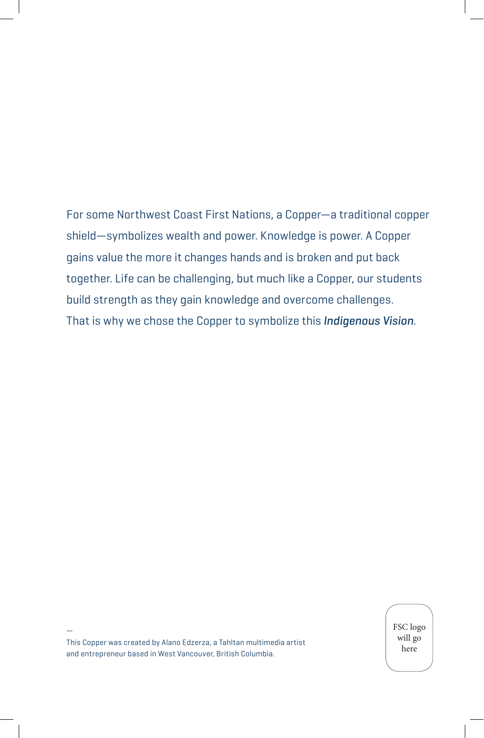For some Northwest Coast First Nations, a Copper—a traditional copper shield—symbolizes wealth and power. Knowledge is power. A Copper gains value the more it changes hands and is broken and put back together. Life can be challenging, but much like a Copper, our students build strength as they gain knowledge and overcome challenges. That is why we chose the Copper to symbolize this ***Indigenous Vision***.

—

This Copper was created by Alano Edzerza, a Tahltan multimedia artist and entrepreneur based in West Vancouver, British Columbia.

FSC logo will go here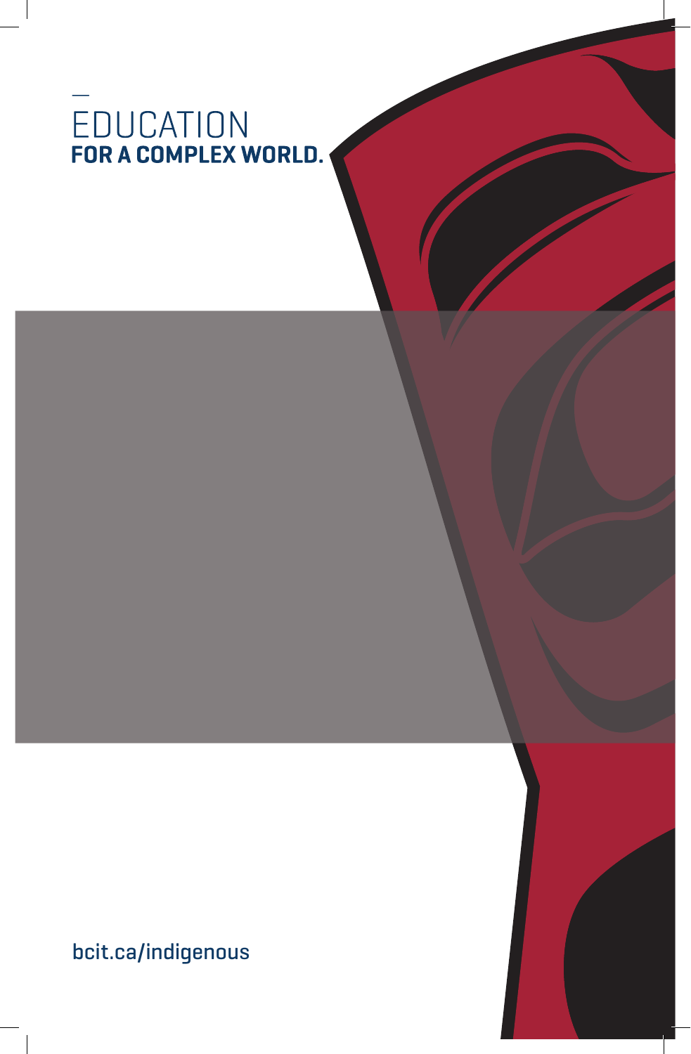—
EDUCATION
**FOR A COMPLEX WORLD.**

bcit.ca/indigenous